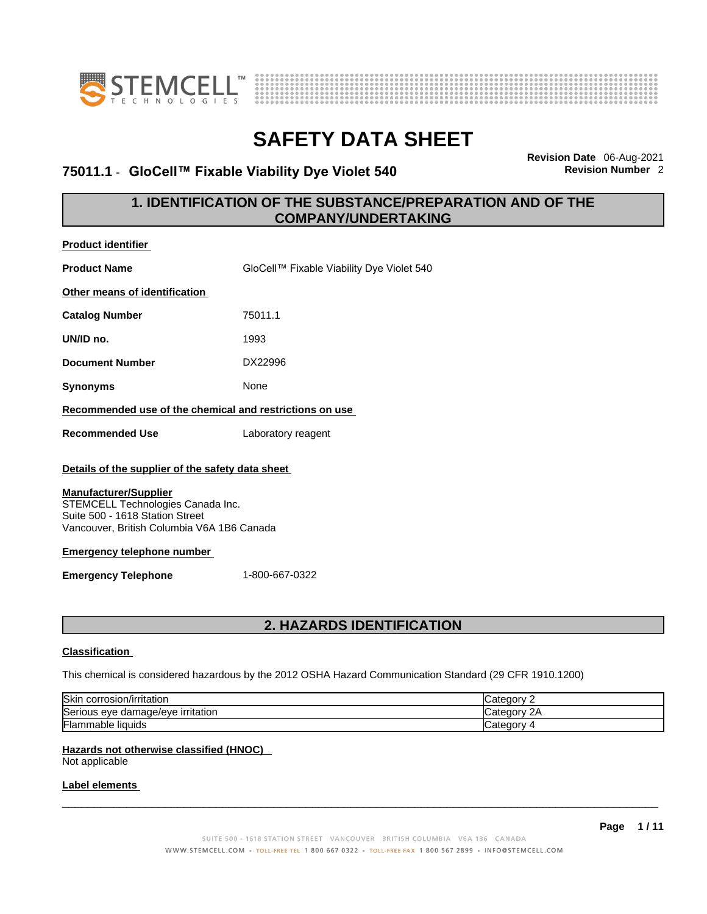# SAFETY DATA SHEET

## 75011.1 - GloCell™ Fixable Viability Dye Violet 540

**Revision Date** 06-Aug-2021
**Revision Number** 2

## 1. IDENTIFICATION OF THE SUBSTANCE/PREPARATION AND OF THE COMPANY/UNDERTAKING

**Product identifier**

**Product Name** GloCell™ Fixable Viability Dye Violet 540

**Other means of identification**

**Catalog Number** 75011.1

**UN/ID no.** 1993

**Document Number** DX22996

**Synonyms** None

**Recommended use of the chemical and restrictions on use**

**Recommended Use** Laboratory reagent

**Details of the supplier of the safety data sheet**

**Manufacturer/Supplier**
STEMCELL Technologies Canada Inc.
Suite 500 - 1618 Station Street
Vancouver, British Columbia V6A 1B6 Canada

**Emergency telephone number**

**Emergency Telephone** 1-800-667-0322

## 2. HAZARDS IDENTIFICATION

**Classification**

This chemical is considered hazardous by the 2012 OSHA Hazard Communication Standard (29 CFR 1910.1200)

| | |
|---|---|
| Skin corrosion/irritation | Category 2 |
| Serious eye damage/eye irritation | Category 2A |
| Flammable liquids | Category 4 |

**Hazards not otherwise classified (HNOC)**
Not applicable

**Label elements**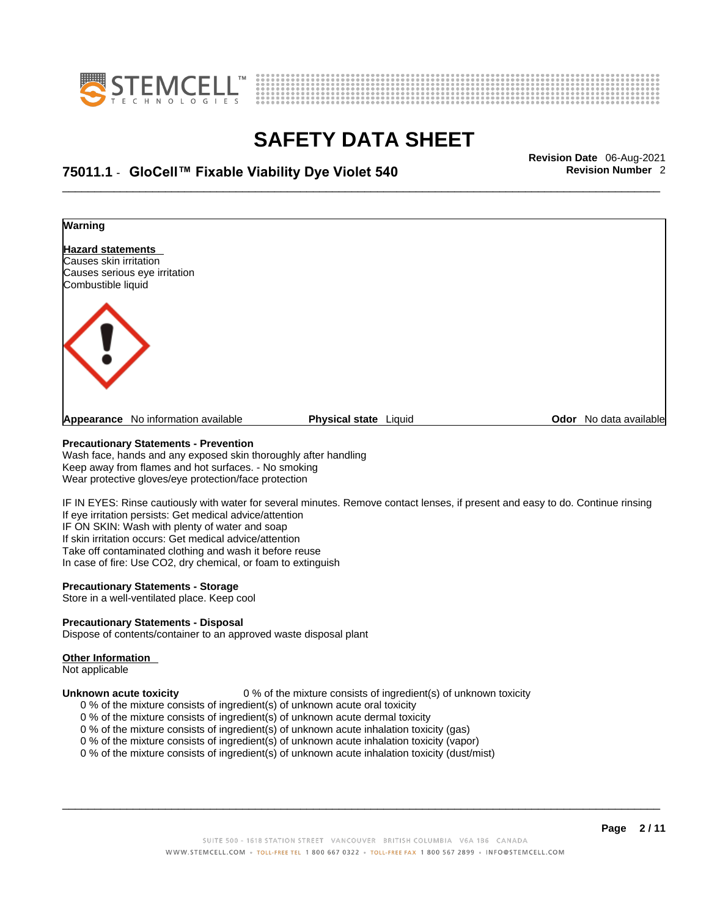**Warning**

**Hazard statements**
Causes skin irritation
Causes serious eye irritation
Combustible liquid

| **Appearance** No information available | **Physical state** Liquid | **Odor** No data available |
|---|---|---|

**Precautionary Statements - Prevention**
Wash face, hands and any exposed skin thoroughly after handling
Keep away from flames and hot surfaces. - No smoking
Wear protective gloves/eye protection/face protection

IF IN EYES: Rinse cautiously with water for several minutes. Remove contact lenses, if present and easy to do. Continue rinsing
If eye irritation persists: Get medical advice/attention
IF ON SKIN: Wash with plenty of water and soap
If skin irritation occurs: Get medical advice/attention
Take off contaminated clothing and wash it before reuse
In case of fire: Use CO2, dry chemical, or foam to extinguish

**Precautionary Statements - Storage**
Store in a well-ventilated place. Keep cool

**Precautionary Statements - Disposal**
Dispose of contents/container to an approved waste disposal plant

**Other Information**
Not applicable

**Unknown acute toxicity** 0 % of the mixture consists of ingredient(s) of unknown toxicity

- 0 % of the mixture consists of ingredient(s) of unknown acute oral toxicity
- 0 % of the mixture consists of ingredient(s) of unknown acute dermal toxicity
- 0 % of the mixture consists of ingredient(s) of unknown acute inhalation toxicity (gas)
- 0 % of the mixture consists of ingredient(s) of unknown acute inhalation toxicity (vapor)
- 0 % of the mixture consists of ingredient(s) of unknown acute inhalation toxicity (dust/mist)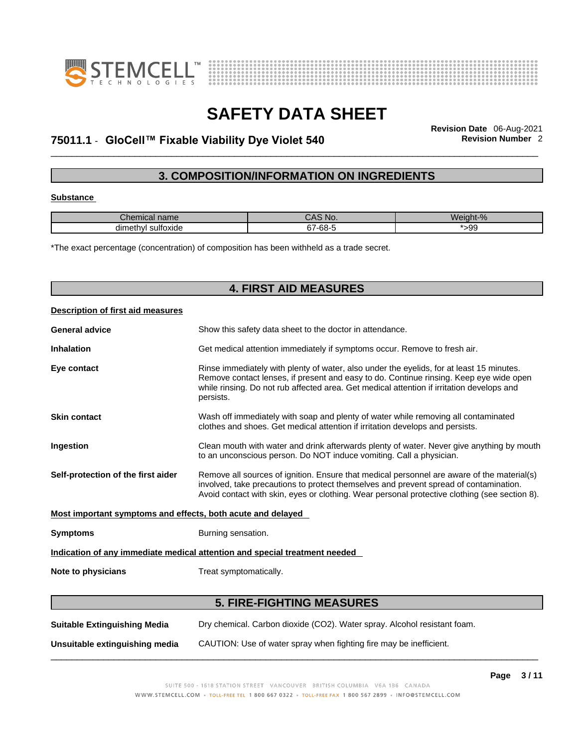## 3. COMPOSITION/INFORMATION ON INGREDIENTS

**Substance**

| Chemical name | CAS No. | Weight-% |
|---|---|---|
| dimethyl sulfoxide | 67-68-5 | *>99 |

*The exact percentage (concentration) of composition has been withheld as a trade secret.

## 4. FIRST AID MEASURES

**Description of first aid measures**

**General advice** Show this safety data sheet to the doctor in attendance.

**Inhalation** Get medical attention immediately if symptoms occur. Remove to fresh air.

**Eye contact** Rinse immediately with plenty of water, also under the eyelids, for at least 15 minutes. Remove contact lenses, if present and easy to do. Continue rinsing. Keep eye wide open while rinsing. Do not rub affected area. Get medical attention if irritation develops and persists.

**Skin contact** Wash off immediately with soap and plenty of water while removing all contaminated clothes and shoes. Get medical attention if irritation develops and persists.

**Ingestion** Clean mouth with water and drink afterwards plenty of water. Never give anything by mouth to an unconscious person. Do NOT induce vomiting. Call a physician.

**Self-protection of the first aider** Remove all sources of ignition. Ensure that medical personnel are aware of the material(s) involved, take precautions to protect themselves and prevent spread of contamination. Avoid contact with skin, eyes or clothing. Wear personal protective clothing (see section 8).

**Most important symptoms and effects, both acute and delayed**

**Symptoms** Burning sensation.

**Indication of any immediate medical attention and special treatment needed**

**Note to physicians** Treat symptomatically.

## 5. FIRE-FIGHTING MEASURES

**Suitable Extinguishing Media** Dry chemical. Carbon dioxide (CO2). Water spray. Alcohol resistant foam.

**Unsuitable extinguishing media** CAUTION: Use of water spray when fighting fire may be inefficient.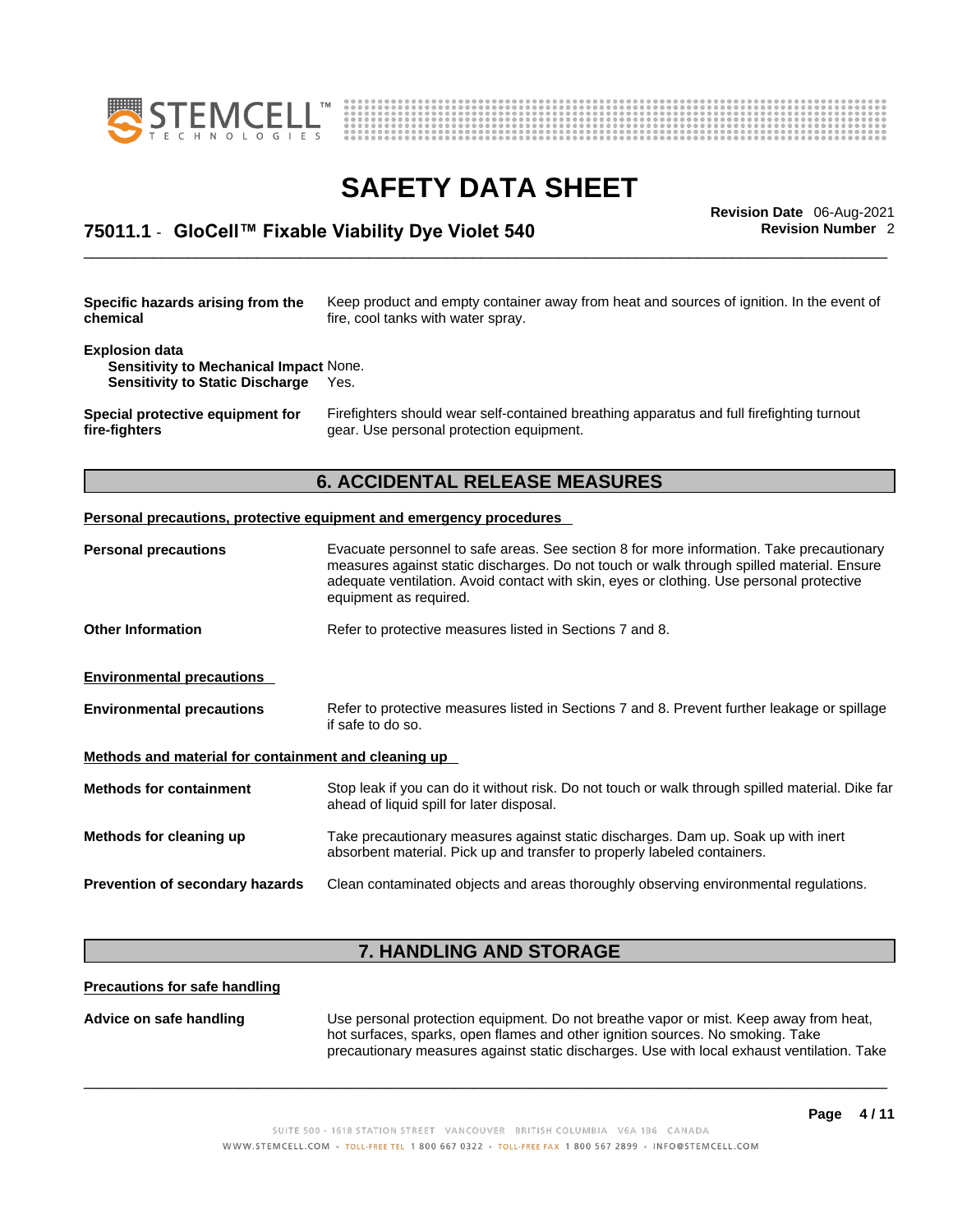**Specific hazards arising from the chemical** — Keep product and empty container away from heat and sources of ignition. In the event of fire, cool tanks with water spray.

**Explosion data**
**Sensitivity to Mechanical Impact** None.
**Sensitivity to Static Discharge** Yes.

**Special protective equipment for fire-fighters** — Firefighters should wear self-contained breathing apparatus and full firefighting turnout gear. Use personal protection equipment.

## 6. ACCIDENTAL RELEASE MEASURES

**Personal precautions, protective equipment and emergency procedures**

**Personal precautions** — Evacuate personnel to safe areas. See section 8 for more information. Take precautionary measures against static discharges. Do not touch or walk through spilled material. Ensure adequate ventilation. Avoid contact with skin, eyes or clothing. Use personal protective equipment as required.

**Other Information** — Refer to protective measures listed in Sections 7 and 8.

**Environmental precautions**

**Environmental precautions** — Refer to protective measures listed in Sections 7 and 8. Prevent further leakage or spillage if safe to do so.

**Methods and material for containment and cleaning up**

**Methods for containment** — Stop leak if you can do it without risk. Do not touch or walk through spilled material. Dike far ahead of liquid spill for later disposal.

**Methods for cleaning up** — Take precautionary measures against static discharges. Dam up. Soak up with inert absorbent material. Pick up and transfer to properly labeled containers.

**Prevention of secondary hazards** — Clean contaminated objects and areas thoroughly observing environmental regulations.

## 7. HANDLING AND STORAGE

**Precautions for safe handling**

**Advice on safe handling** — Use personal protection equipment. Do not breathe vapor or mist. Keep away from heat, hot surfaces, sparks, open flames and other ignition sources. No smoking. Take precautionary measures against static discharges. Use with local exhaust ventilation. Take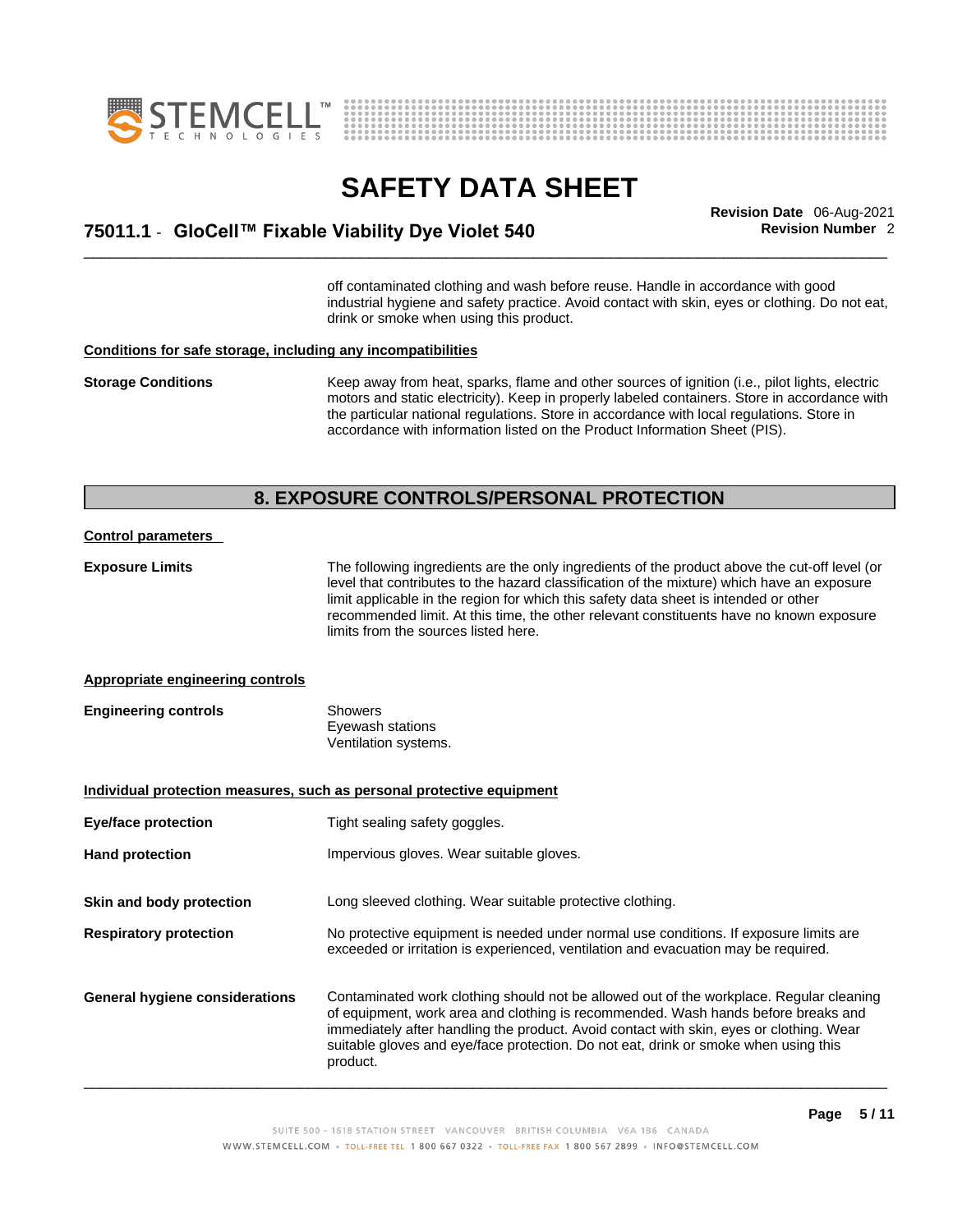off contaminated clothing and wash before reuse. Handle in accordance with good industrial hygiene and safety practice. Avoid contact with skin, eyes or clothing. Do not eat, drink or smoke when using this product.

**Conditions for safe storage, including any incompatibilities**

**Storage Conditions** Keep away from heat, sparks, flame and other sources of ignition (i.e., pilot lights, electric motors and static electricity). Keep in properly labeled containers. Store in accordance with the particular national regulations. Store in accordance with local regulations. Store in accordance with information listed on the Product Information Sheet (PIS).

## 8. EXPOSURE CONTROLS/PERSONAL PROTECTION

**Control parameters**

**Exposure Limits** The following ingredients are the only ingredients of the product above the cut-off level (or level that contributes to the hazard classification of the mixture) which have an exposure limit applicable in the region for which this safety data sheet is intended or other recommended limit. At this time, the other relevant constituents have no known exposure limits from the sources listed here.

**Appropriate engineering controls**

**Engineering controls**
Showers
Eyewash stations
Ventilation systems.

**Individual protection measures, such as personal protective equipment**

**Eye/face protection** Tight sealing safety goggles.

**Hand protection** Impervious gloves. Wear suitable gloves.

**Skin and body protection** Long sleeved clothing. Wear suitable protective clothing.

**Respiratory protection** No protective equipment is needed under normal use conditions. If exposure limits are exceeded or irritation is experienced, ventilation and evacuation may be required.

**General hygiene considerations** Contaminated work clothing should not be allowed out of the workplace. Regular cleaning of equipment, work area and clothing is recommended. Wash hands before breaks and immediately after handling the product. Avoid contact with skin, eyes or clothing. Wear suitable gloves and eye/face protection. Do not eat, drink or smoke when using this product.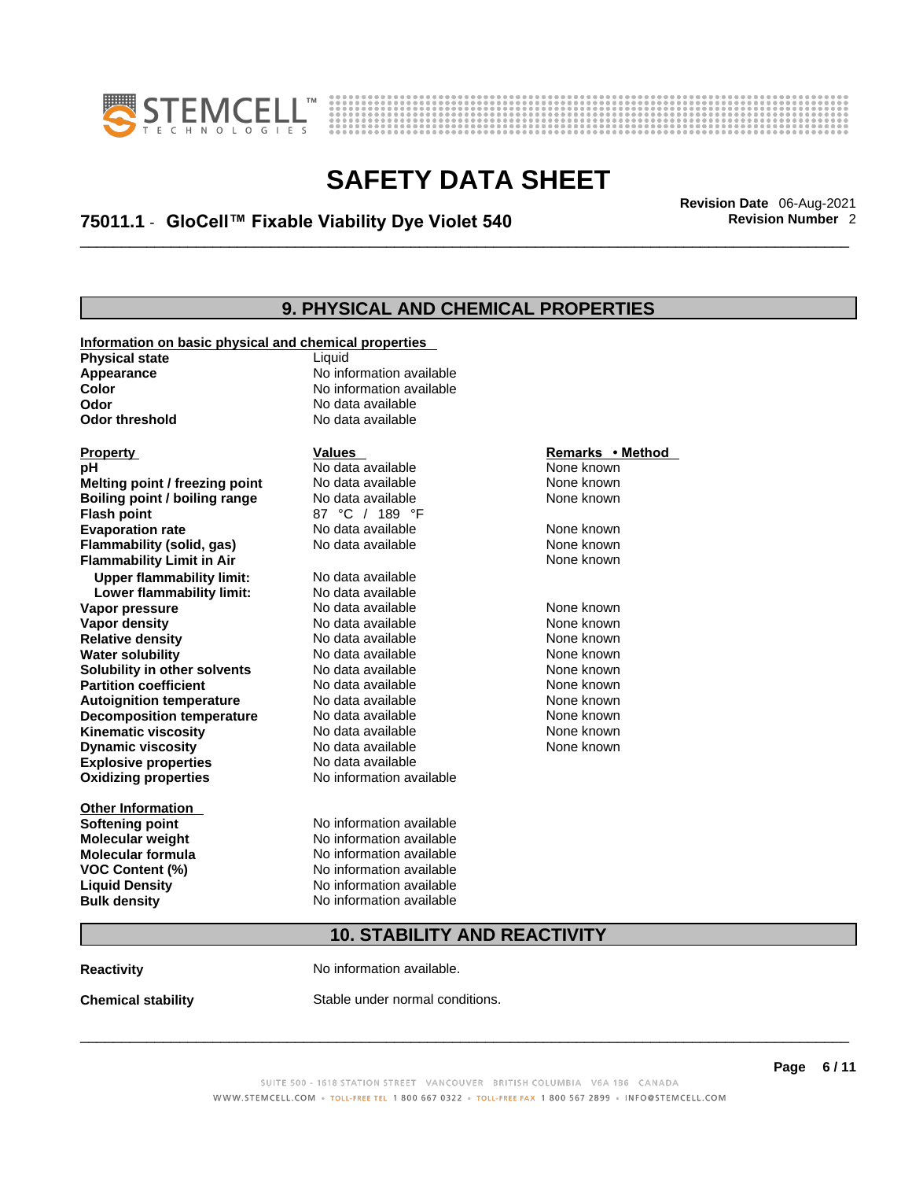## 9. PHYSICAL AND CHEMICAL PROPERTIES

**Information on basic physical and chemical properties**

| | |
|---|---|
| **Physical state** | Liquid |
| **Appearance** | No information available |
| **Color** | No information available |
| **Odor** | No data available |
| **Odor threshold** | No data available |

| Property | Values | Remarks • Method |
|---|---|---|
| **pH** | No data available | None known |
| **Melting point / freezing point** | No data available | None known |
| **Boiling point / boiling range** | No data available | None known |
| **Flash point** | 87 °C / 189 °F | |
| **Evaporation rate** | No data available | None known |
| **Flammability (solid, gas)** | No data available | None known |
| **Flammability Limit in Air** | | None known |
| **Upper flammability limit:** | No data available | |
| **Lower flammability limit:** | No data available | |
| **Vapor pressure** | No data available | None known |
| **Vapor density** | No data available | None known |
| **Relative density** | No data available | None known |
| **Water solubility** | No data available | None known |
| **Solubility in other solvents** | No data available | None known |
| **Partition coefficient** | No data available | None known |
| **Autoignition temperature** | No data available | None known |
| **Decomposition temperature** | No data available | None known |
| **Kinematic viscosity** | No data available | None known |
| **Dynamic viscosity** | No data available | None known |
| **Explosive properties** | No data available | |
| **Oxidizing properties** | No information available | |

**Other Information**

| | |
|---|---|
| **Softening point** | No information available |
| **Molecular weight** | No information available |
| **Molecular formula** | No information available |
| **VOC Content (%)** | No information available |
| **Liquid Density** | No information available |
| **Bulk density** | No information available |

## 10. STABILITY AND REACTIVITY

**Reactivity** No information available.

**Chemical stability** Stable under normal conditions.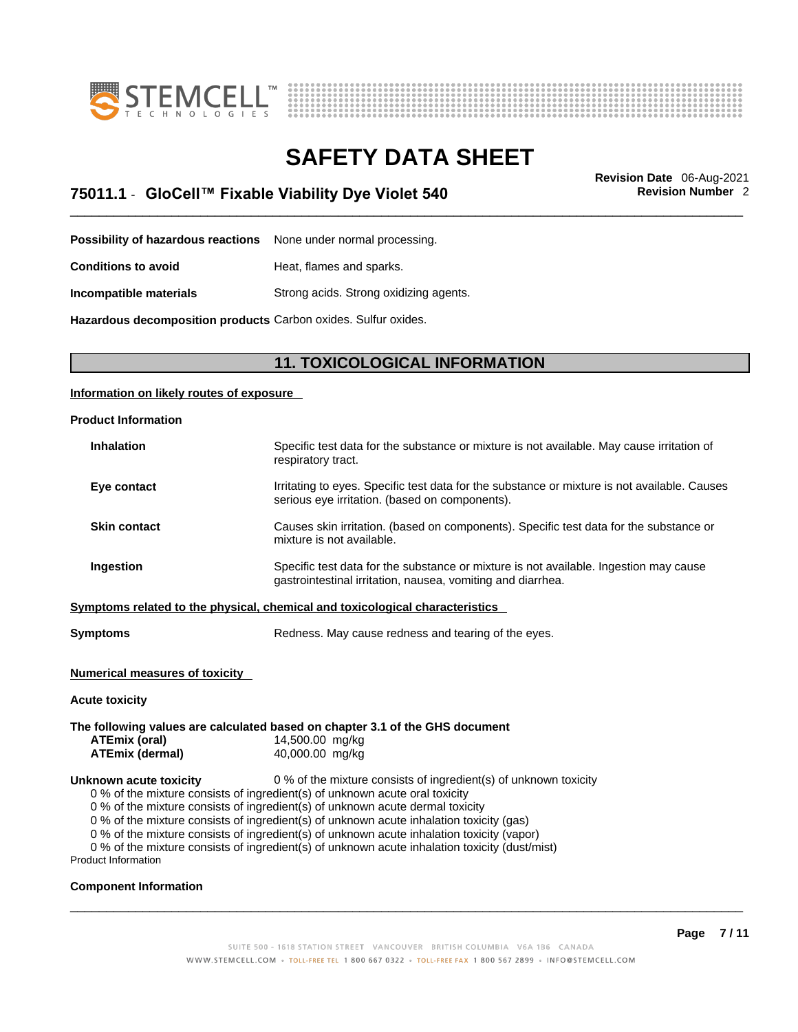**Possibility of hazardous reactions** None under normal processing.

**Conditions to avoid** Heat, flames and sparks.

**Incompatible materials** Strong acids. Strong oxidizing agents.

**Hazardous decomposition products** Carbon oxides. Sulfur oxides.

## 11. TOXICOLOGICAL INFORMATION

**Information on likely routes of exposure**

**Product Information**

**Inhalation** Specific test data for the substance or mixture is not available. May cause irritation of respiratory tract.

**Eye contact** Irritating to eyes. Specific test data for the substance or mixture is not available. Causes serious eye irritation. (based on components).

**Skin contact** Causes skin irritation. (based on components). Specific test data for the substance or mixture is not available.

**Ingestion** Specific test data for the substance or mixture is not available. Ingestion may cause gastrointestinal irritation, nausea, vomiting and diarrhea.

**Symptoms related to the physical, chemical and toxicological characteristics**

**Symptoms** Redness. May cause redness and tearing of the eyes.

**Numerical measures of toxicity**

**Acute toxicity**

**The following values are calculated based on chapter 3.1 of the GHS document**

**ATEmix (oral)** 14,500.00 mg/kg
**ATEmix (dermal)** 40,000.00 mg/kg

**Unknown acute toxicity** 0 % of the mixture consists of ingredient(s) of unknown toxicity

0 % of the mixture consists of ingredient(s) of unknown acute oral toxicity
0 % of the mixture consists of ingredient(s) of unknown acute dermal toxicity
0 % of the mixture consists of ingredient(s) of unknown acute inhalation toxicity (gas)
0 % of the mixture consists of ingredient(s) of unknown acute inhalation toxicity (vapor)
0 % of the mixture consists of ingredient(s) of unknown acute inhalation toxicity (dust/mist)

Product Information

**Component Information**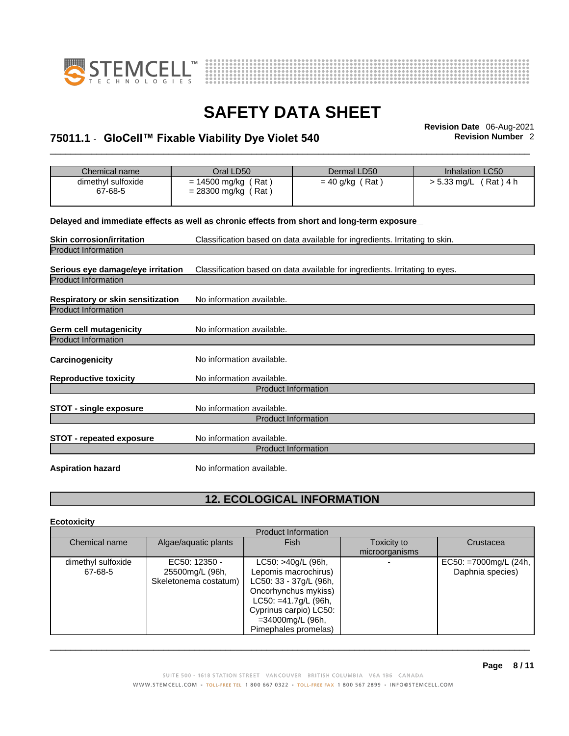| Chemical name | Oral LD50 | Dermal LD50 | Inhalation LC50 |
|---|---|---|---|
| dimethyl sulfoxide<br>67-68-5 | = 14500 mg/kg ( Rat )<br>= 28300 mg/kg ( Rat ) | = 40 g/kg ( Rat ) | > 5.33 mg/L ( Rat ) 4 h |

**Delayed and immediate effects as well as chronic effects from short and long-term exposure**

**Skin corrosion/irritation** Classification based on data available for ingredients. Irritating to skin.

Product Information

**Serious eye damage/eye irritation** Classification based on data available for ingredients. Irritating to eyes.

Product Information

**Respiratory or skin sensitization** No information available.

Product Information

**Germ cell mutagenicity** No information available.

Product Information

**Carcinogenicity** No information available.

**Reproductive toxicity** No information available.

Product Information

**STOT - single exposure** No information available.

Product Information

**STOT - repeated exposure** No information available.

Product Information

**Aspiration hazard** No information available.

## 12. ECOLOGICAL INFORMATION

**Ecotoxicity**

| Product Information | | | | |
|---|---|---|---|---|
| Chemical name | Algae/aquatic plants | Fish | Toxicity to microorganisms | Crustacea |
| dimethyl sulfoxide<br>67-68-5 | EC50: 12350 - 25500mg/L (96h, Skeletonema costatum) | LC50: >40g/L (96h, Lepomis macrochirus) LC50: 33 - 37g/L (96h, Oncorhynchus mykiss) LC50: =41.7g/L (96h, Cyprinus carpio) LC50: =34000mg/L (96h, Pimephales promelas) | - | EC50: =7000mg/L (24h, Daphnia species) |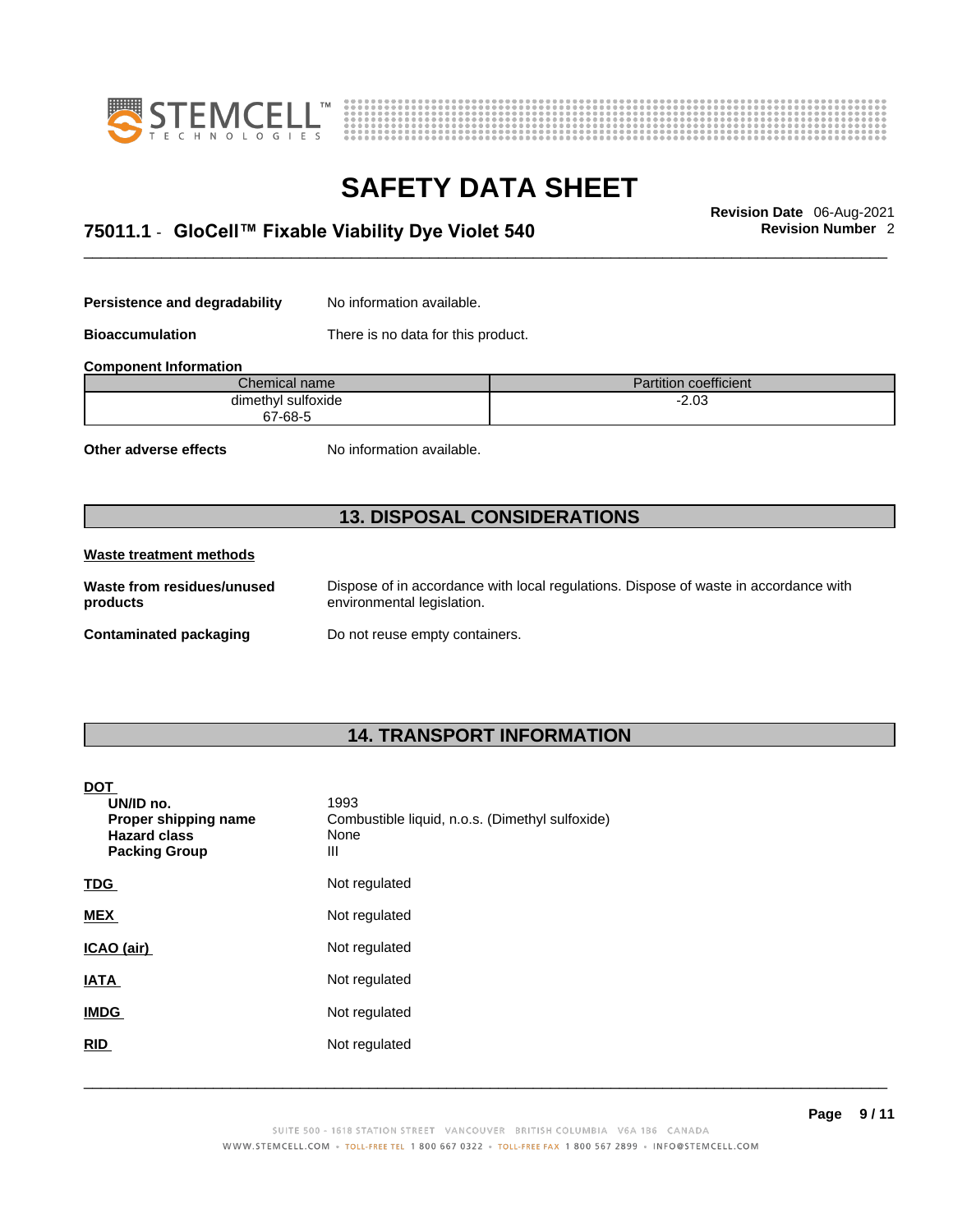**Persistence and degradability** No information available.

**Bioaccumulation** There is no data for this product.

**Component Information**

| Chemical name | Partition coefficient |
|---|---|
| dimethyl sulfoxide<br>67-68-5 | -2.03 |

**Other adverse effects** No information available.

## 13. DISPOSAL CONSIDERATIONS

**Waste treatment methods**

**Waste from residues/unused products** Dispose of in accordance with local regulations. Dispose of waste in accordance with environmental legislation.

**Contaminated packaging** Do not reuse empty containers.

## 14. TRANSPORT INFORMATION

**DOT**

**UN/ID no.** 1993
**Proper shipping name** Combustible liquid, n.o.s. (Dimethyl sulfoxide)
**Hazard class** None
**Packing Group** III

**TDG** Not regulated

**MEX** Not regulated

**ICAO (air)** Not regulated

**IATA** Not regulated

**IMDG** Not regulated

**RID** Not regulated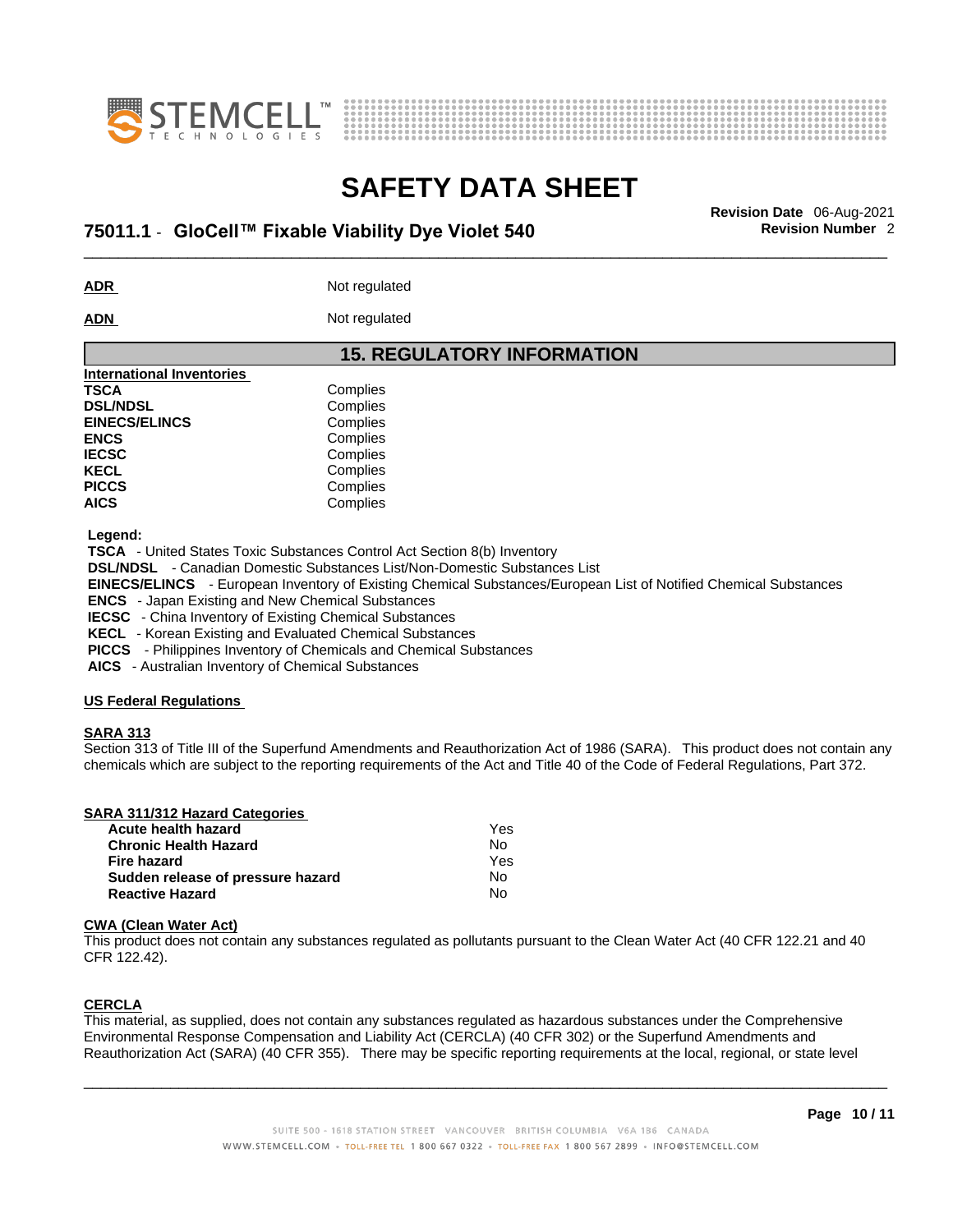**ADR** Not regulated

**ADN** Not regulated

## 15. REGULATORY INFORMATION

**International Inventories**

| | |
|---|---|
| **TSCA** | Complies |
| **DSL/NDSL** | Complies |
| **EINECS/ELINCS** | Complies |
| **ENCS** | Complies |
| **IECSC** | Complies |
| **KECL** | Complies |
| **PICCS** | Complies |
| **AICS** | Complies |

**Legend:**

**TSCA** - United States Toxic Substances Control Act Section 8(b) Inventory
**DSL/NDSL** - Canadian Domestic Substances List/Non-Domestic Substances List
**EINECS/ELINCS** - European Inventory of Existing Chemical Substances/European List of Notified Chemical Substances
**ENCS** - Japan Existing and New Chemical Substances
**IECSC** - China Inventory of Existing Chemical Substances
**KECL** - Korean Existing and Evaluated Chemical Substances
**PICCS** - Philippines Inventory of Chemicals and Chemical Substances
**AICS** - Australian Inventory of Chemical Substances

**US Federal Regulations**

**SARA 313**

Section 313 of Title III of the Superfund Amendments and Reauthorization Act of 1986 (SARA). This product does not contain any chemicals which are subject to the reporting requirements of the Act and Title 40 of the Code of Federal Regulations, Part 372.

**SARA 311/312 Hazard Categories**

| | |
|---|---|
| **Acute health hazard** | Yes |
| **Chronic Health Hazard** | No |
| **Fire hazard** | Yes |
| **Sudden release of pressure hazard** | No |
| **Reactive Hazard** | No |

**CWA (Clean Water Act)**

This product does not contain any substances regulated as pollutants pursuant to the Clean Water Act (40 CFR 122.21 and 40 CFR 122.42).

**CERCLA**

This material, as supplied, does not contain any substances regulated as hazardous substances under the Comprehensive Environmental Response Compensation and Liability Act (CERCLA) (40 CFR 302) or the Superfund Amendments and Reauthorization Act (SARA) (40 CFR 355). There may be specific reporting requirements at the local, regional, or state level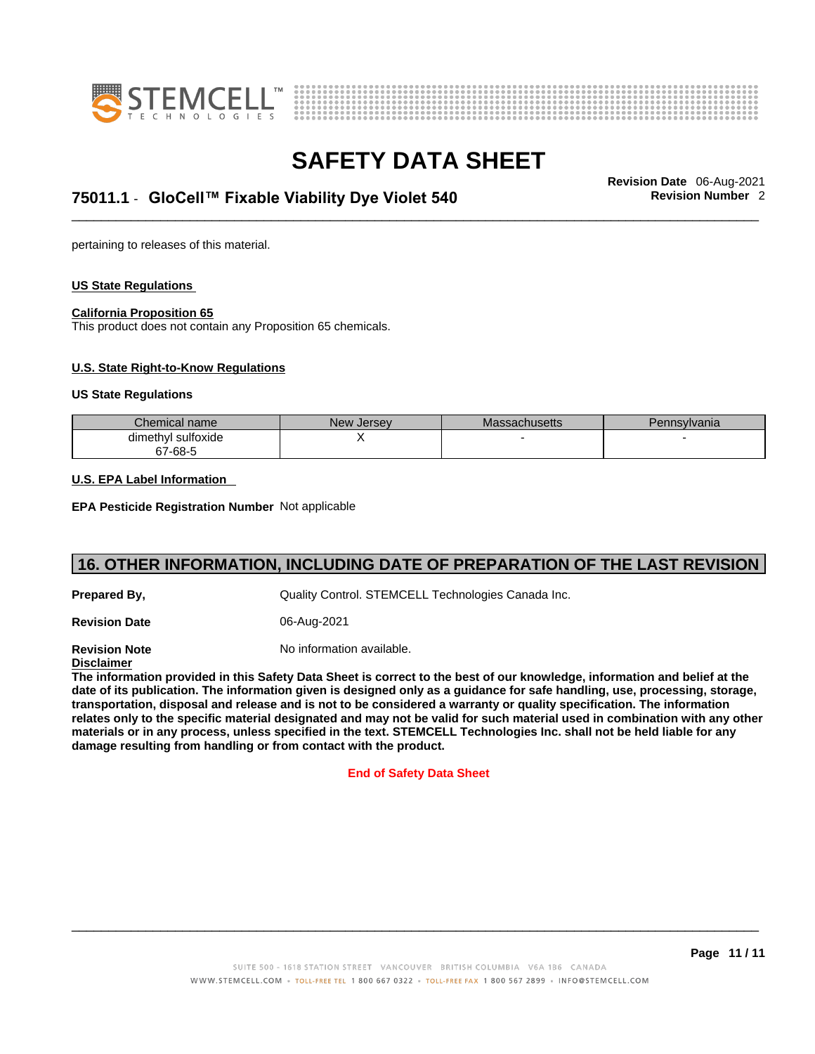pertaining to releases of this material.

**US State Regulations**

**California Proposition 65**

This product does not contain any Proposition 65 chemicals.

**U.S. State Right-to-Know Regulations**

**US State Regulations**

| Chemical name | New Jersey | Massachusetts | Pennsylvania |
|---|---|---|---|
| dimethyl sulfoxide 67-68-5 | X | - | - |

**U.S. EPA Label Information**

**EPA Pesticide Registration Number** Not applicable

## 16. OTHER INFORMATION, INCLUDING DATE OF PREPARATION OF THE LAST REVISION

**Prepared By,** Quality Control. STEMCELL Technologies Canada Inc.

**Revision Date** 06-Aug-2021

**Revision Note** No information available.

**Disclaimer**

**The information provided in this Safety Data Sheet is correct to the best of our knowledge, information and belief at the date of its publication. The information given is designed only as a guidance for safe handling, use, processing, storage, transportation, disposal and release and is not to be considered a warranty or quality specification. The information relates only to the specific material designated and may not be valid for such material used in combination with any other materials or in any process, unless specified in the text. STEMCELL Technologies Inc. shall not be held liable for any damage resulting from handling or from contact with the product.**

**End of Safety Data Sheet**